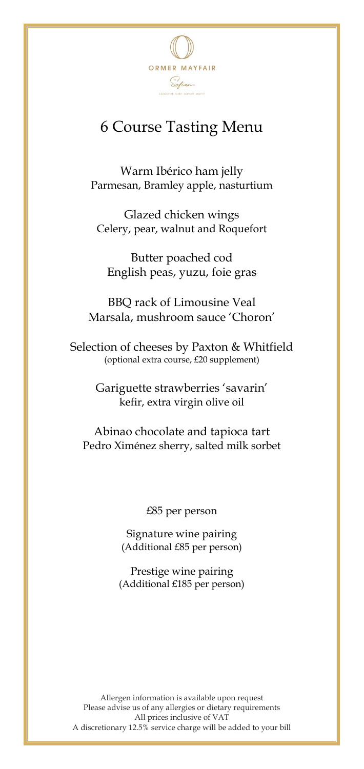ORMER MAYFAIR

Sofian

EXECUTIVE CHEF SOFIAN MSETFI

# 6 Course Tasting Menu

Warm Ibérico ham jelly
Parmesan, Bramley apple, nasturtium

Glazed chicken wings
Celery, pear, walnut and Roquefort

Butter poached cod
English peas, yuzu, foie gras

BBQ rack of Limousine Veal
Marsala, mushroom sauce 'Choron'

Selection of cheeses by Paxton & Whitfield
(optional extra course, £20 supplement)

Gariguette strawberries 'savarin'
kefir, extra virgin olive oil

Abinao chocolate and tapioca tart
Pedro Ximénez sherry, salted milk sorbet

£85 per person

Signature wine pairing
(Additional £85 per person)

Prestige wine pairing
(Additional £185 per person)

Allergen information is available upon request
Please advise us of any allergies or dietary requirements
All prices inclusive of VAT
A discretionary 12.5% service charge will be added to your bill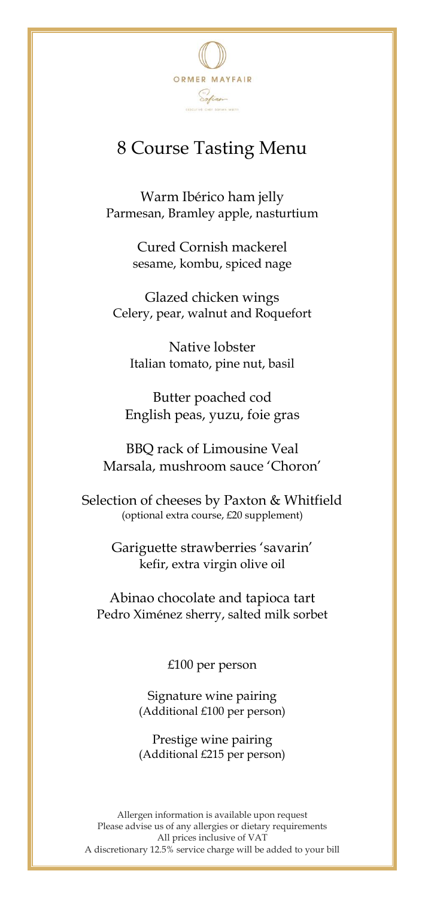ORMER MAYFAIR

Sofian

EXECUTIVE CHEF SOFIAN MSETFI

# 8 Course Tasting Menu

Warm Ibérico ham jelly
Parmesan, Bramley apple, nasturtium

Cured Cornish mackerel
sesame, kombu, spiced nage

Glazed chicken wings
Celery, pear, walnut and Roquefort

Native lobster
Italian tomato, pine nut, basil

Butter poached cod
English peas, yuzu, foie gras

BBQ rack of Limousine Veal
Marsala, mushroom sauce 'Choron'

Selection of cheeses by Paxton & Whitfield
(optional extra course, £20 supplement)

Gariguette strawberries 'savarin'
kefir, extra virgin olive oil

Abinao chocolate and tapioca tart
Pedro Ximénez sherry, salted milk sorbet

£100 per person

Signature wine pairing
(Additional £100 per person)

Prestige wine pairing
(Additional £215 per person)

Allergen information is available upon request
Please advise us of any allergies or dietary requirements
All prices inclusive of VAT
A discretionary 12.5% service charge will be added to your bill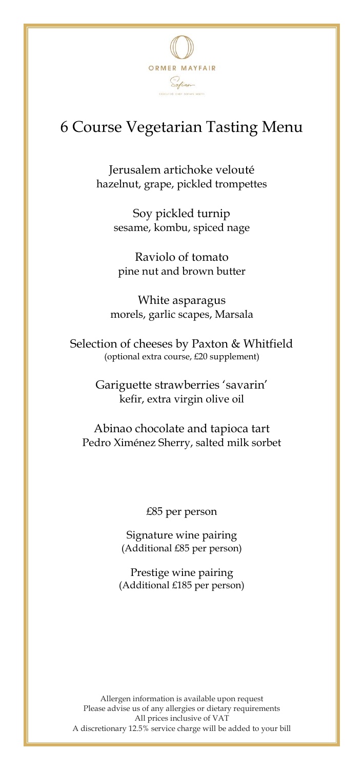ORMER MAYFAIR

Sofian

EXECUTIVE CHEF SOFIAN MSETFI

# 6 Course Vegetarian Tasting Menu

Jerusalem artichoke velouté
hazelnut, grape, pickled trompettes

Soy pickled turnip
sesame, kombu, spiced nage

Raviolo of tomato
pine nut and brown butter

White asparagus
morels, garlic scapes, Marsala

Selection of cheeses by Paxton & Whitfield
(optional extra course, £20 supplement)

Gariguette strawberries 'savarin'
kefir, extra virgin olive oil

Abinao chocolate and tapioca tart
Pedro Ximénez Sherry, salted milk sorbet

£85 per person

Signature wine pairing
(Additional £85 per person)

Prestige wine pairing
(Additional £185 per person)

Allergen information is available upon request
Please advise us of any allergies or dietary requirements
All prices inclusive of VAT
A discretionary 12.5% service charge will be added to your bill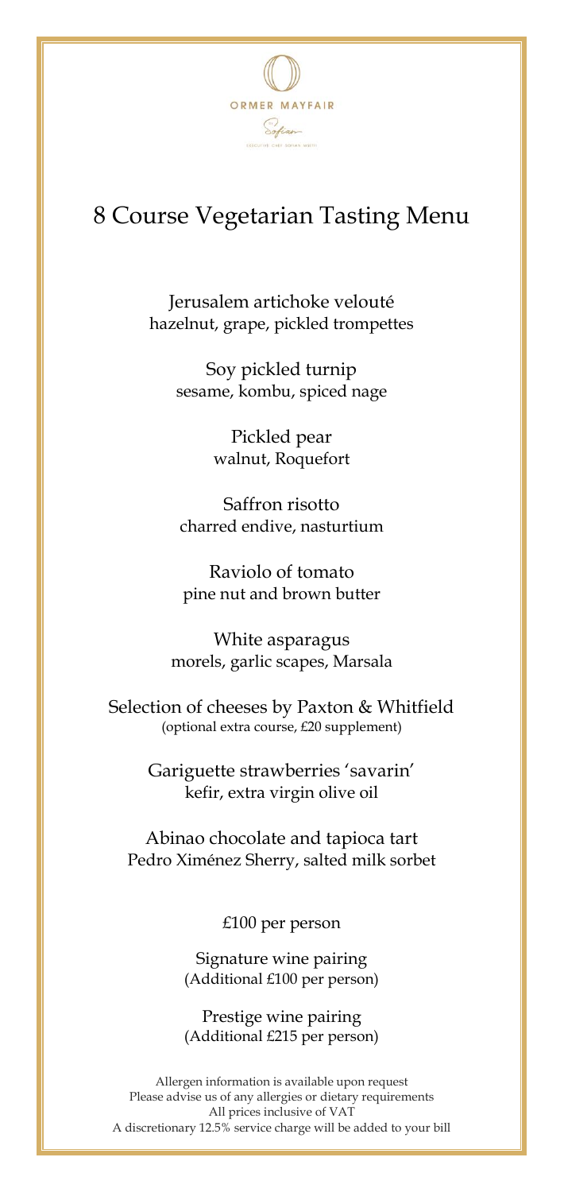ORMER MAYFAIR

Sofian

EXECUTIVE CHEF SOFIAN MSETFI

# 8 Course Vegetarian Tasting Menu

Jerusalem artichoke velouté
hazelnut, grape, pickled trompettes

Soy pickled turnip
sesame, kombu, spiced nage

Pickled pear
walnut, Roquefort

Saffron risotto
charred endive, nasturtium

Raviolo of tomato
pine nut and brown butter

White asparagus
morels, garlic scapes, Marsala

Selection of cheeses by Paxton & Whitfield
(optional extra course, £20 supplement)

Gariguette strawberries 'savarin'
kefir, extra virgin olive oil

Abinao chocolate and tapioca tart
Pedro Ximénez Sherry, salted milk sorbet

£100 per person

Signature wine pairing
(Additional £100 per person)

Prestige wine pairing
(Additional £215 per person)

Allergen information is available upon request
Please advise us of any allergies or dietary requirements
All prices inclusive of VAT
A discretionary 12.5% service charge will be added to your bill